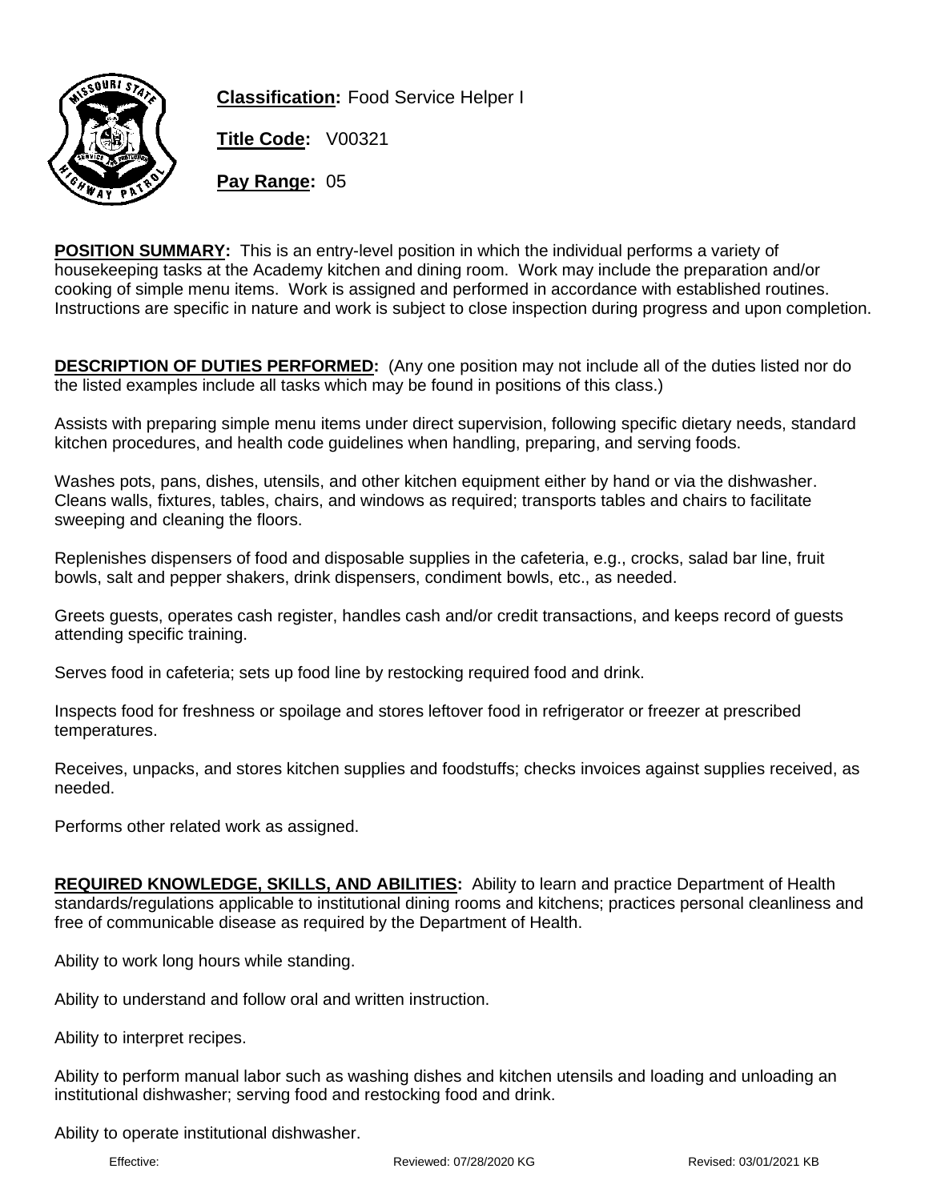**Classification:** Food Service Helper I

**Title Code:** V00321

**Pay Range:** 05

**POSITION SUMMARY:** This is an entry-level position in which the individual performs a variety of housekeeping tasks at the Academy kitchen and dining room. Work may include the preparation and/or cooking of simple menu items. Work is assigned and performed in accordance with established routines. Instructions are specific in nature and work is subject to close inspection during progress and upon completion.

**DESCRIPTION OF DUTIES PERFORMED:** (Any one position may not include all of the duties listed nor do the listed examples include all tasks which may be found in positions of this class.)

Assists with preparing simple menu items under direct supervision, following specific dietary needs, standard kitchen procedures, and health code guidelines when handling, preparing, and serving foods.

Washes pots, pans, dishes, utensils, and other kitchen equipment either by hand or via the dishwasher. Cleans walls, fixtures, tables, chairs, and windows as required; transports tables and chairs to facilitate sweeping and cleaning the floors.

Replenishes dispensers of food and disposable supplies in the cafeteria, e.g., crocks, salad bar line, fruit bowls, salt and pepper shakers, drink dispensers, condiment bowls, etc., as needed.

Greets guests, operates cash register, handles cash and/or credit transactions, and keeps record of guests attending specific training.

Serves food in cafeteria; sets up food line by restocking required food and drink.

Inspects food for freshness or spoilage and stores leftover food in refrigerator or freezer at prescribed temperatures.

Receives, unpacks, and stores kitchen supplies and foodstuffs; checks invoices against supplies received, as needed.

Performs other related work as assigned.

**REQUIRED KNOWLEDGE, SKILLS, AND ABILITIES:** Ability to learn and practice Department of Health standards/regulations applicable to institutional dining rooms and kitchens; practices personal cleanliness and free of communicable disease as required by the Department of Health.

Ability to work long hours while standing.

Ability to understand and follow oral and written instruction.

Ability to interpret recipes.

Ability to perform manual labor such as washing dishes and kitchen utensils and loading and unloading an institutional dishwasher; serving food and restocking food and drink.

Ability to operate institutional dishwasher.

Effective: Reviewed: 07/28/2020 KG Revised: 03/01/2021 KB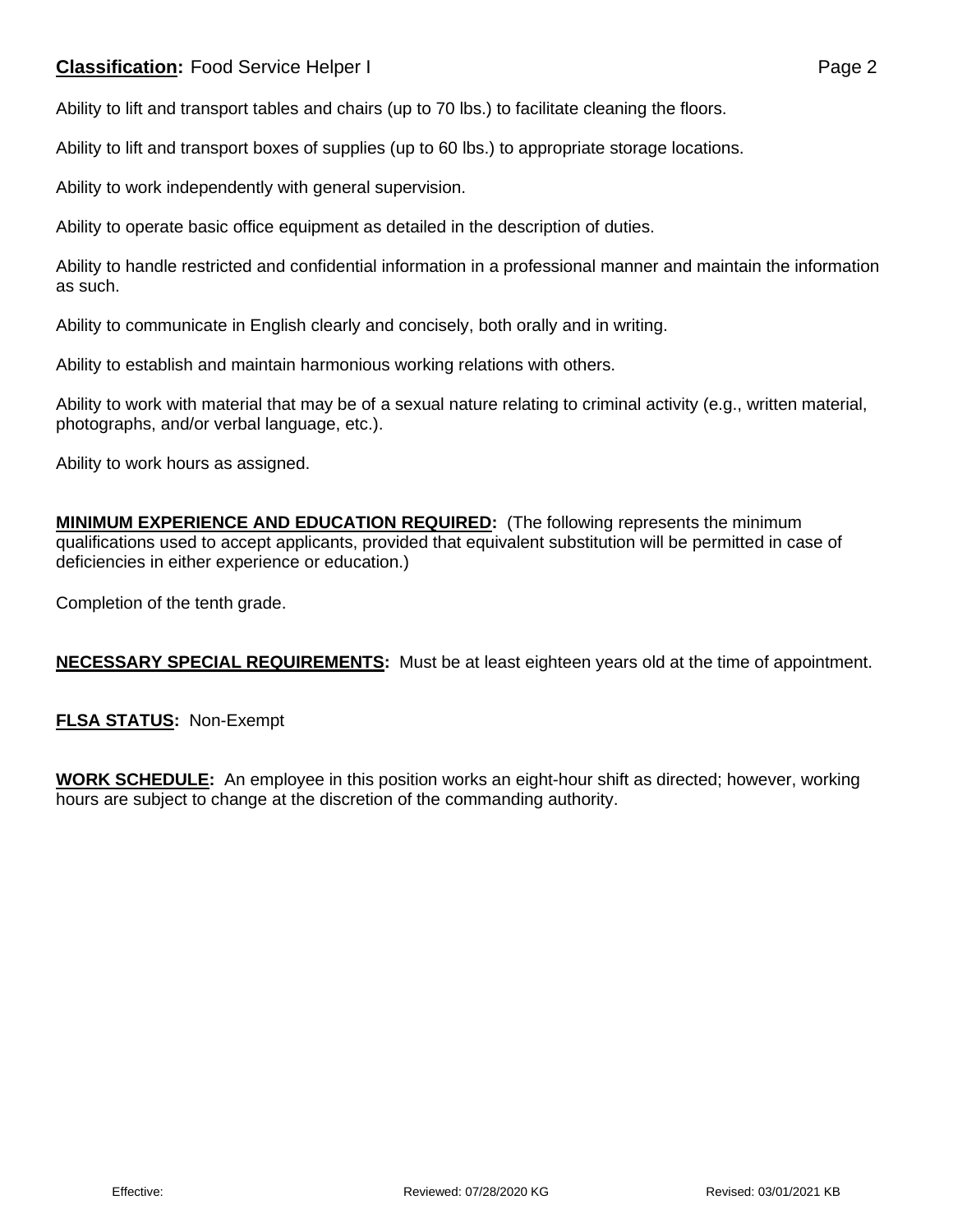Ability to lift and transport tables and chairs (up to 70 lbs.) to facilitate cleaning the floors.

Ability to lift and transport boxes of supplies (up to 60 lbs.) to appropriate storage locations.

Ability to work independently with general supervision.

Ability to operate basic office equipment as detailed in the description of duties.

Ability to handle restricted and confidential information in a professional manner and maintain the information as such.

Ability to communicate in English clearly and concisely, both orally and in writing.

Ability to establish and maintain harmonious working relations with others.

Ability to work with material that may be of a sexual nature relating to criminal activity (e.g., written material, photographs, and/or verbal language, etc.).

Ability to work hours as assigned.

**MINIMUM EXPERIENCE AND EDUCATION REQUIRED:** (The following represents the minimum qualifications used to accept applicants, provided that equivalent substitution will be permitted in case of deficiencies in either experience or education.)

Completion of the tenth grade.

**NECESSARY SPECIAL REQUIREMENTS:** Must be at least eighteen years old at the time of appointment.

**FLSA STATUS:** Non-Exempt

**WORK SCHEDULE:** An employee in this position works an eight-hour shift as directed; however, working hours are subject to change at the discretion of the commanding authority.

Effective: Reviewed: 07/28/2020 KG Revised: 03/01/2021 KB